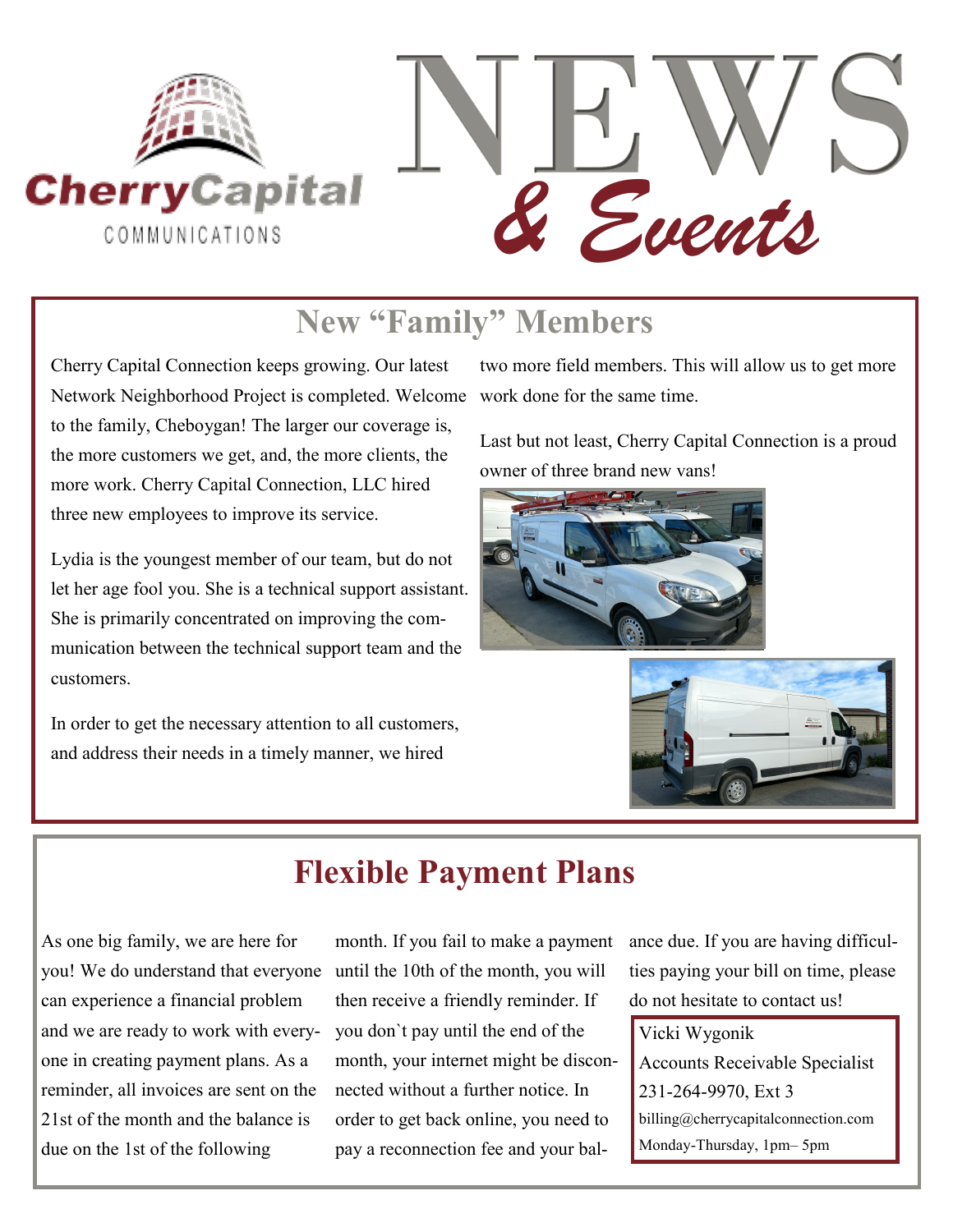Cherry Capital COMMUNICATIONS

# NEWS & Events

## New "Family" Members

Cherry Capital Connection keeps growing. Our latest Network Neighborhood Project is completed. Welcome to the family, Cheboygan! The larger our coverage is, the more customers we get, and, the more clients, the more work. Cherry Capital Connection, LLC hired three new employees to improve its service.

Lydia is the youngest member of our team, but do not let her age fool you. She is a technical support assistant. She is primarily concentrated on improving the communication between the technical support team and the customers.

In order to get the necessary attention to all customers, and address their needs in a timely manner, we hired two more field members. This will allow us to get more work done for the same time.

Last but not least, Cherry Capital Connection is a proud owner of three brand new vans!

## Flexible Payment Plans

As one big family, we are here for you! We do understand that everyone can experience a financial problem and we are ready to work with everyone in creating payment plans. As a reminder, all invoices are sent on the 21st of the month and the balance is due on the 1st of the following month. If you fail to make a payment until the 10th of the month, you will then receive a friendly reminder. If you don`t pay until the end of the month, your internet might be disconnected without a further notice. In order to get back online, you need to pay a reconnection fee and your balance due. If you are having difficulties paying your bill on time, please do not hesitate to contact us!

Vicki Wygonik
Accounts Receivable Specialist
231-264-9970, Ext 3
billing@cherrycapitalconnection.com
Monday-Thursday, 1pm– 5pm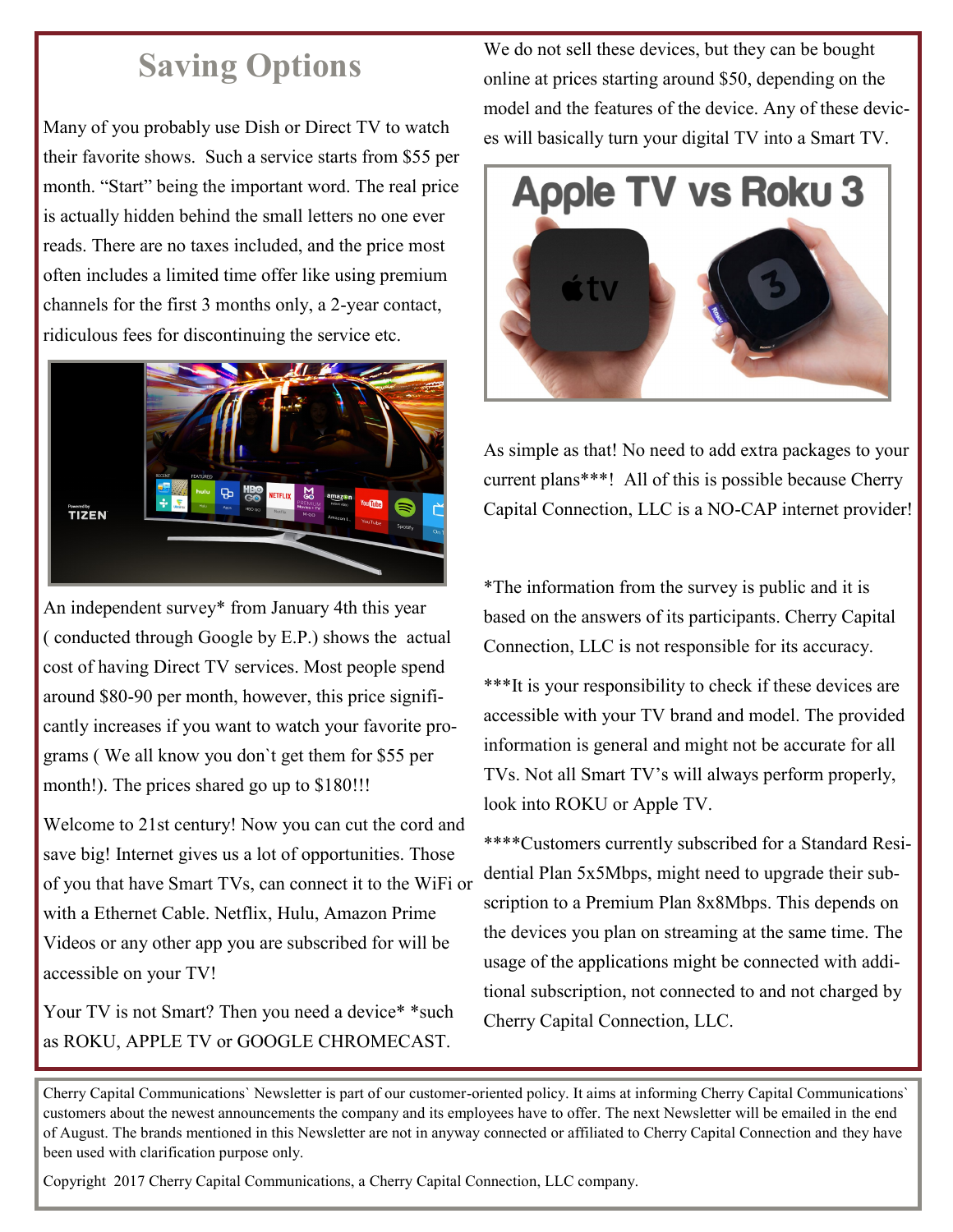## Saving Options

Many of you probably use Dish or Direct TV to watch their favorite shows. Such a service starts from $55 per month. "Start" being the important word. The real price is actually hidden behind the small letters no one ever reads. There are no taxes included, and the price most often includes a limited time offer like using premium channels for the first 3 months only, a 2-year contact, ridiculous fees for discontinuing the service etc.

An independent survey* from January 4th this year ( conducted through Google by E.P.) shows the actual cost of having Direct TV services. Most people spend around $80-90 per month, however, this price significantly increases if you want to watch your favorite programs ( We all know you don`t get them for $55 per month!). The prices shared go up to $180!!!

Welcome to 21st century! Now you can cut the cord and save big! Internet gives us a lot of opportunities. Those of you that have Smart TVs, can connect it to the WiFi or with a Ethernet Cable. Netflix, Hulu, Amazon Prime Videos or any other app you are subscribed for will be accessible on your TV!

Your TV is not Smart? Then you need a device* *such as ROKU, APPLE TV or GOOGLE CHROMECAST. We do not sell these devices, but they can be bought online at prices starting around $50, depending on the model and the features of the device. Any of these devices will basically turn your digital TV into a Smart TV.

Apple TV vs Roku 3

As simple as that! No need to add extra packages to your current plans***! All of this is possible because Cherry Capital Connection, LLC is a NO-CAP internet provider!

*The information from the survey is public and it is based on the answers of its participants. Cherry Capital Connection, LLC is not responsible for its accuracy.

***It is your responsibility to check if these devices are accessible with your TV brand and model. The provided information is general and might not be accurate for all TVs. Not all Smart TV's will always perform properly, look into ROKU or Apple TV.

****Customers currently subscribed for a Standard Residential Plan 5x5Mbps, might need to upgrade their subscription to a Premium Plan 8x8Mbps. This depends on the devices you plan on streaming at the same time. The usage of the applications might be connected with additional subscription, not connected to and not charged by Cherry Capital Connection, LLC.

Cherry Capital Communications` Newsletter is part of our customer-oriented policy. It aims at informing Cherry Capital Communications` customers about the newest announcements the company and its employees have to offer. The next Newsletter will be emailed in the end of August. The brands mentioned in this Newsletter are not in anyway connected or affiliated to Cherry Capital Connection and they have been used with clarification purpose only.

Copyright 2017 Cherry Capital Communications, a Cherry Capital Connection, LLC company.